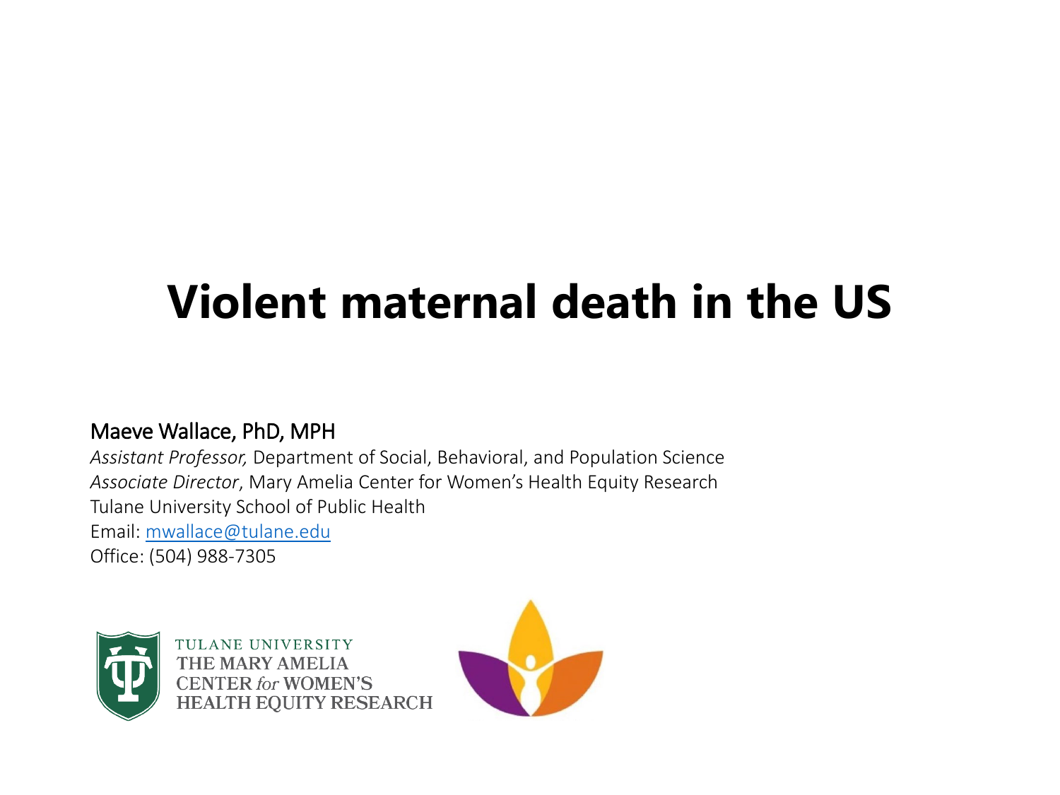# Violent maternal death in the US

**Maeve Wallace, PhD, MPH**
*Assistant Professor,* Department of Social, Behavioral, and Population Science
*Associate Director*, Mary Amelia Center for Women's Health Equity Research
Tulane University School of Public Health
Email: mwallace@tulane.edu
Office: (504) 988-7305

TULANE UNIVERSITY
THE MARY AMELIA
CENTER *for* WOMEN'S
HEALTH EQUITY RESEARCH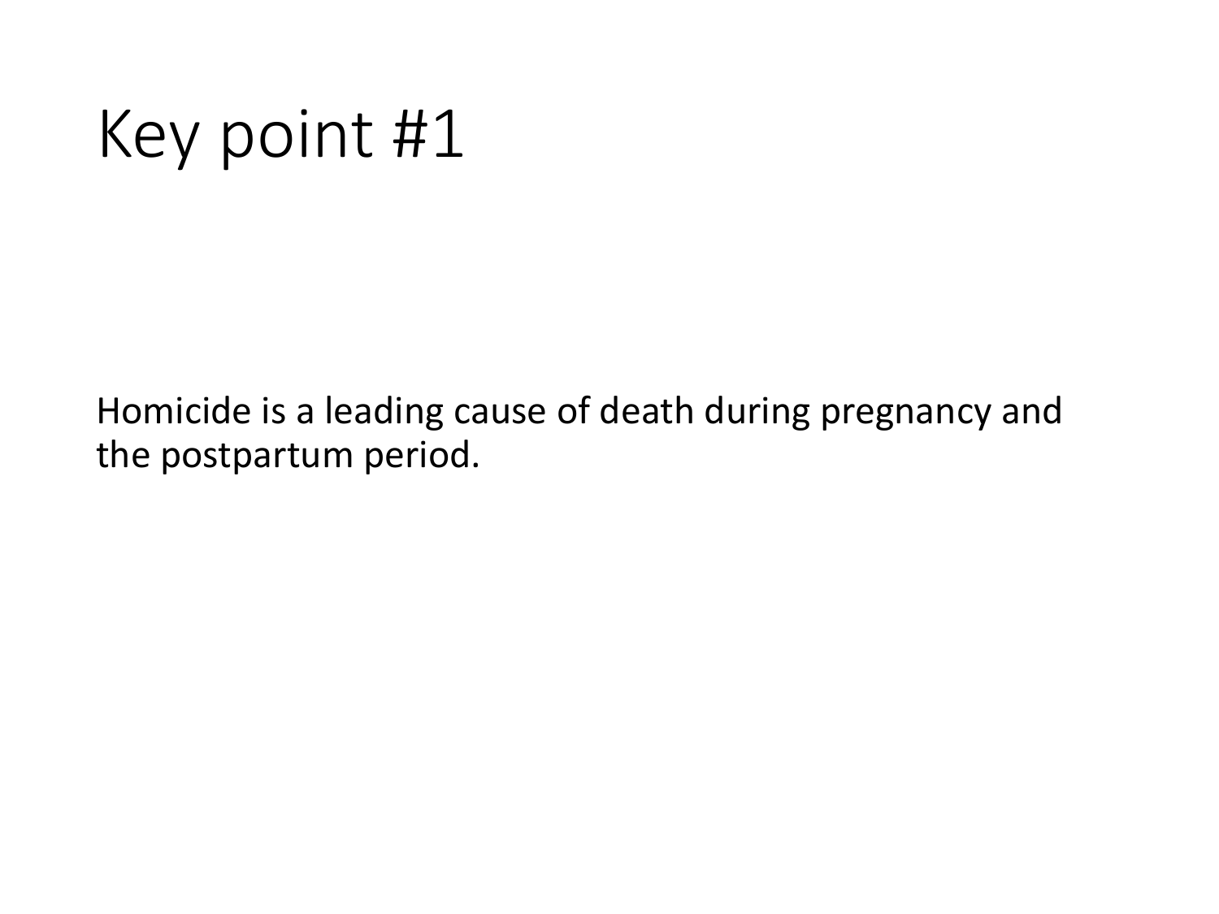# Key point #1

Homicide is a leading cause of death during pregnancy and the postpartum period.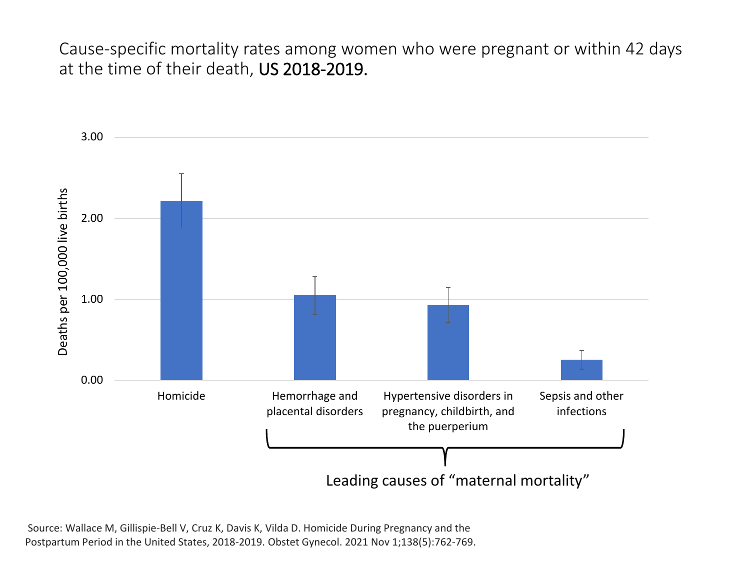Cause-specific mortality rates among women who were pregnant or within 42 days at the time of their death, **US 2018-2019.**

3.00

2.00

1.00

0.00

Deaths per 100,000 live births

Homicide

Hemorrhage and placental disorders

Hypertensive disorders in pregnancy, childbirth, and the puerperium

Sepsis and other infections

Leading causes of "maternal mortality"

Source: Wallace M, Gillispie-Bell V, Cruz K, Davis K, Vilda D. Homicide During Pregnancy and the Postpartum Period in the United States, 2018-2019. Obstet Gynecol. 2021 Nov 1;138(5):762-769.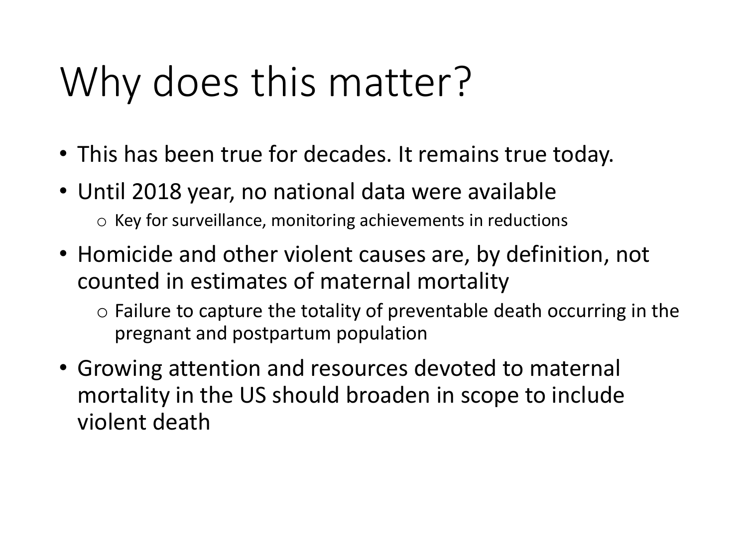# Why does this matter?

- This has been true for decades. It remains true today.
- Until 2018 year, no national data were available
  - Key for surveillance, monitoring achievements in reductions
- Homicide and other violent causes are, by definition, not counted in estimates of maternal mortality
  - Failure to capture the totality of preventable death occurring in the pregnant and postpartum population
- Growing attention and resources devoted to maternal mortality in the US should broaden in scope to include violent death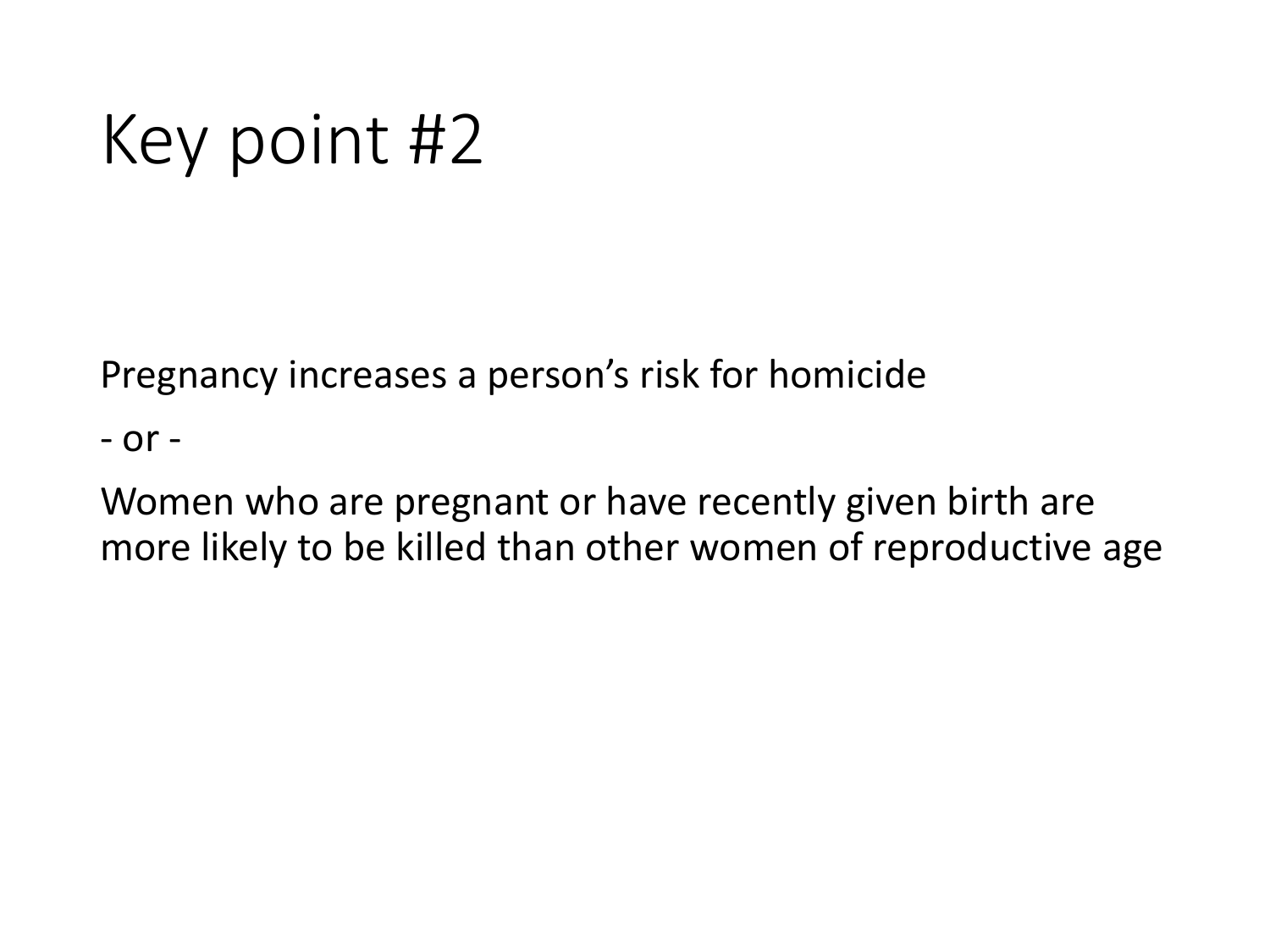# Key point #2

Pregnancy increases a person's risk for homicide

- or -

Women who are pregnant or have recently given birth are more likely to be killed than other women of reproductive age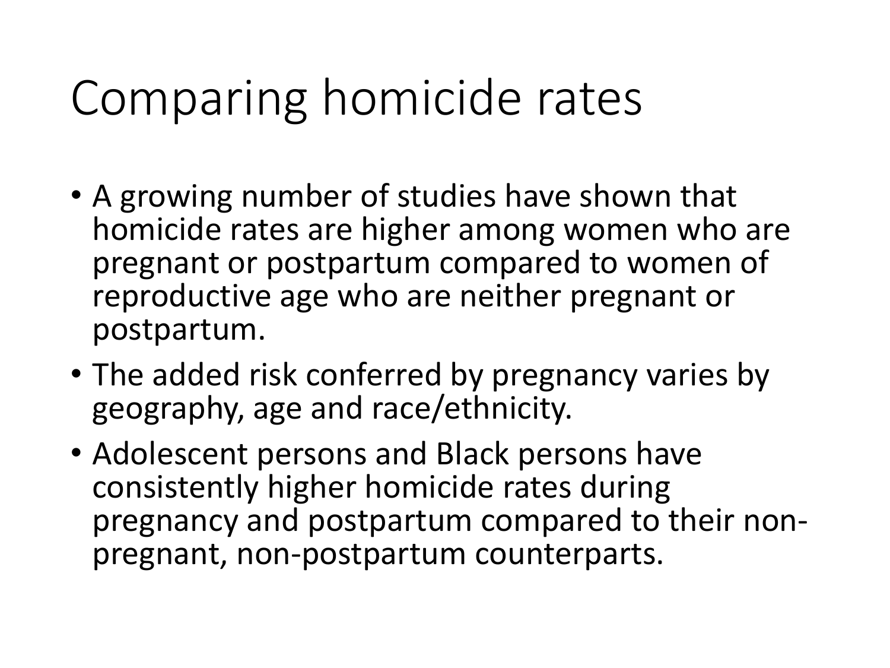# Comparing homicide rates

- A growing number of studies have shown that homicide rates are higher among women who are pregnant or postpartum compared to women of reproductive age who are neither pregnant or postpartum.
- The added risk conferred by pregnancy varies by geography, age and race/ethnicity.
- Adolescent persons and Black persons have consistently higher homicide rates during pregnancy and postpartum compared to their non-pregnant, non-postpartum counterparts.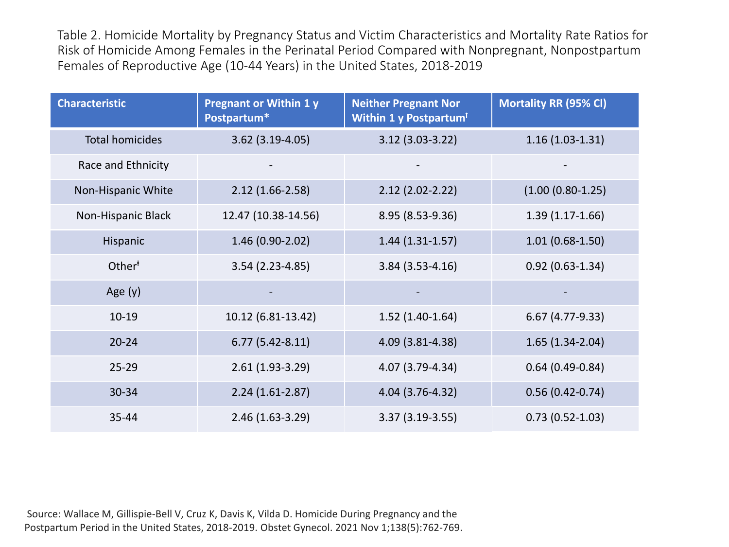Table 2. Homicide Mortality by Pregnancy Status and Victim Characteristics and Mortality Rate Ratios for Risk of Homicide Among Females in the Perinatal Period Compared with Nonpregnant, Nonpostpartum Females of Reproductive Age (10-44 Years) in the United States, 2018-2019

| Characteristic | Pregnant or Within 1 y Postpartum* | Neither Pregnant Nor Within 1 y Postpartum† | Mortality RR (95% Cl) |
|---|---|---|---|
| Total homicides | 3.62 (3.19-4.05) | 3.12 (3.03-3.22) | 1.16 (1.03-1.31) |
| Race and Ethnicity | - | - | - |
| Non-Hispanic White | 2.12 (1.66-2.58) | 2.12 (2.02-2.22) | (1.00 (0.80-1.25) |
| Non-Hispanic Black | 12.47 (10.38-14.56) | 8.95 (8.53-9.36) | 1.39 (1.17-1.66) |
| Hispanic | 1.46 (0.90-2.02) | 1.44 (1.31-1.57) | 1.01 (0.68-1.50) |
| Other‡ | 3.54 (2.23-4.85) | 3.84 (3.53-4.16) | 0.92 (0.63-1.34) |
| Age (y) | - | - | - |
| 10-19 | 10.12 (6.81-13.42) | 1.52 (1.40-1.64) | 6.67 (4.77-9.33) |
| 20-24 | 6.77 (5.42-8.11) | 4.09 (3.81-4.38) | 1.65 (1.34-2.04) |
| 25-29 | 2.61 (1.93-3.29) | 4.07 (3.79-4.34) | 0.64 (0.49-0.84) |
| 30-34 | 2.24 (1.61-2.87) | 4.04 (3.76-4.32) | 0.56 (0.42-0.74) |
| 35-44 | 2.46 (1.63-3.29) | 3.37 (3.19-3.55) | 0.73 (0.52-1.03) |

Source: Wallace M, Gillispie-Bell V, Cruz K, Davis K, Vilda D. Homicide During Pregnancy and the Postpartum Period in the United States, 2018-2019. Obstet Gynecol. 2021 Nov 1;138(5):762-769.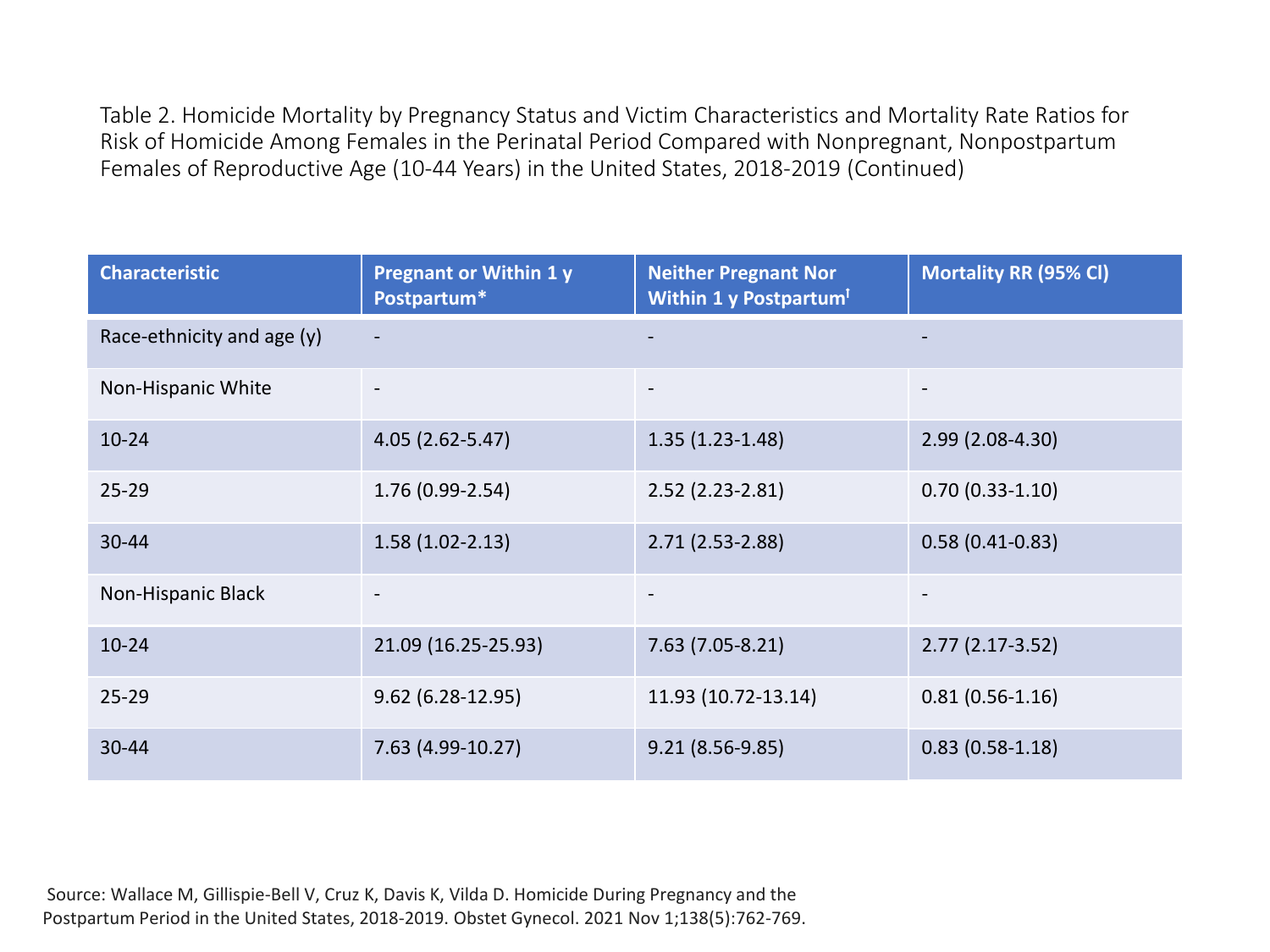Table 2. Homicide Mortality by Pregnancy Status and Victim Characteristics and Mortality Rate Ratios for Risk of Homicide Among Females in the Perinatal Period Compared with Nonpregnant, Nonpostpartum Females of Reproductive Age (10-44 Years) in the United States, 2018-2019 (Continued)

| Characteristic | Pregnant or Within 1 y Postpartum* | Neither Pregnant Nor Within 1 y Postpartum† | Mortality RR (95% Cl) |
|---|---|---|---|
| Race-ethnicity and age (y) | - | - | - |
| Non-Hispanic White | - | - | - |
| 10-24 | 4.05 (2.62-5.47) | 1.35 (1.23-1.48) | 2.99 (2.08-4.30) |
| 25-29 | 1.76 (0.99-2.54) | 2.52 (2.23-2.81) | 0.70 (0.33-1.10) |
| 30-44 | 1.58 (1.02-2.13) | 2.71 (2.53-2.88) | 0.58 (0.41-0.83) |
| Non-Hispanic Black | - | - | - |
| 10-24 | 21.09 (16.25-25.93) | 7.63 (7.05-8.21) | 2.77 (2.17-3.52) |
| 25-29 | 9.62 (6.28-12.95) | 11.93 (10.72-13.14) | 0.81 (0.56-1.16) |
| 30-44 | 7.63 (4.99-10.27) | 9.21 (8.56-9.85) | 0.83 (0.58-1.18) |

Source: Wallace M, Gillispie-Bell V, Cruz K, Davis K, Vilda D. Homicide During Pregnancy and the Postpartum Period in the United States, 2018-2019. Obstet Gynecol. 2021 Nov 1;138(5):762-769.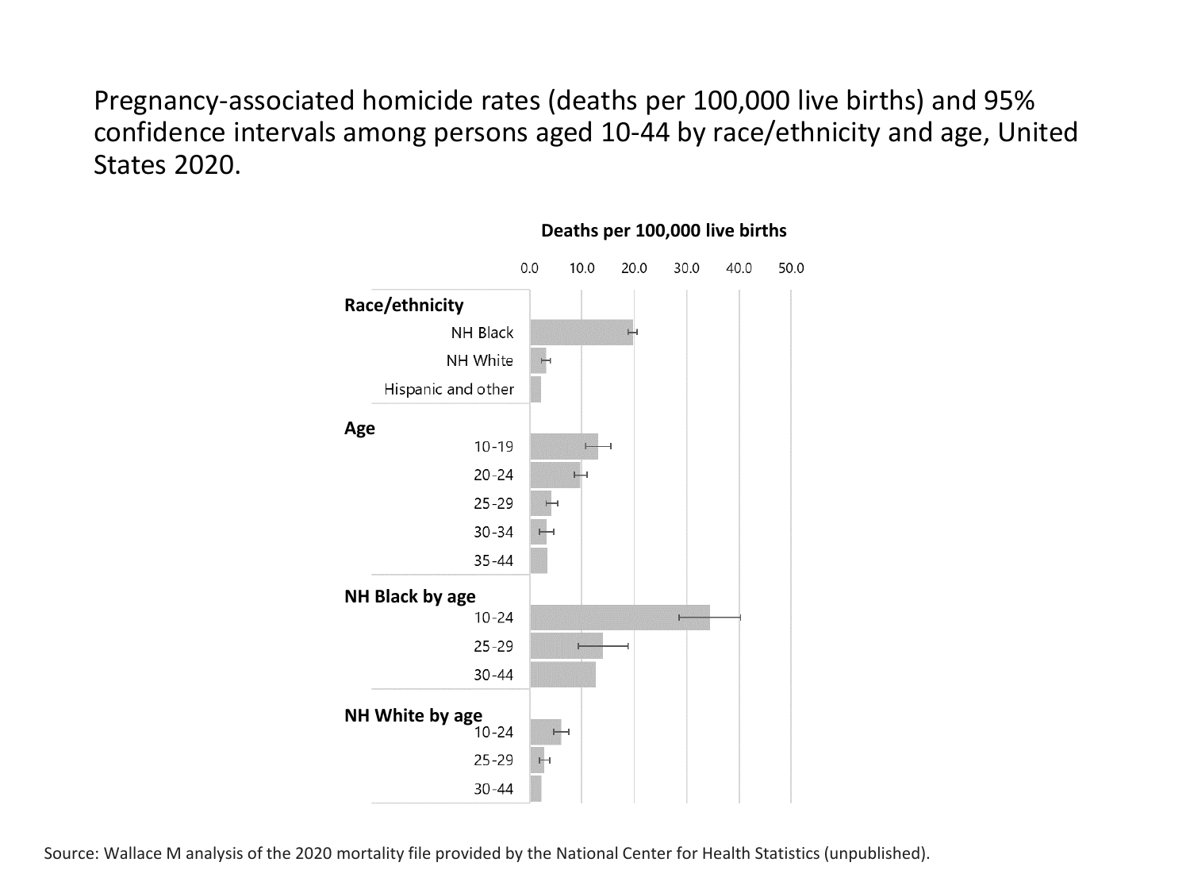Pregnancy-associated homicide rates (deaths per 100,000 live births) and 95% confidence intervals among persons aged 10-44 by race/ethnicity and age, United States 2020.

**Deaths per 100,000 live births**

0.0 10.0 20.0 30.0 40.0 50.0

**Race/ethnicity**

NH Black

NH White

Hispanic and other

**Age**

10-19

20-24

25-29

30-34

35-44

**NH Black by age**

10-24

25-29

30-44

**NH White by age**

10-24

25-29

30-44

Source: Wallace M analysis of the 2020 mortality file provided by the National Center for Health Statistics (unpublished).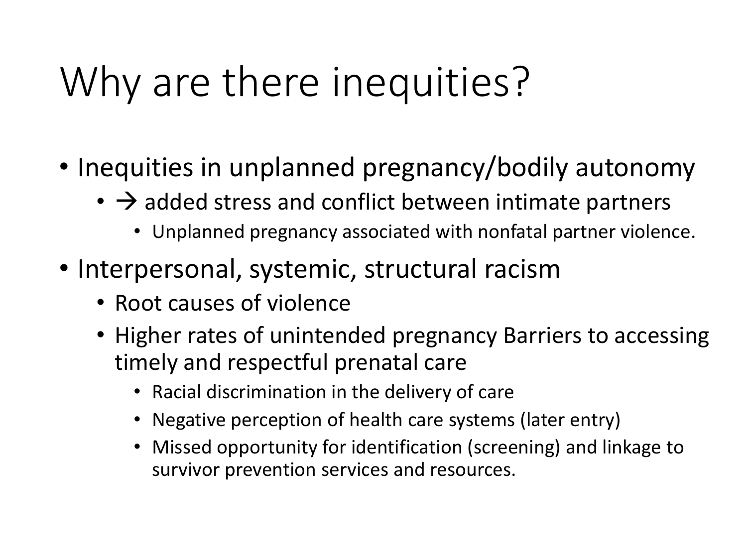# Why are there inequities?

- Inequities in unplanned pregnancy/bodily autonomy
  - → added stress and conflict between intimate partners
    - Unplanned pregnancy associated with nonfatal partner violence.
- Interpersonal, systemic, structural racism
  - Root causes of violence
  - Higher rates of unintended pregnancy Barriers to accessing timely and respectful prenatal care
    - Racial discrimination in the delivery of care
    - Negative perception of health care systems (later entry)
    - Missed opportunity for identification (screening) and linkage to survivor prevention services and resources.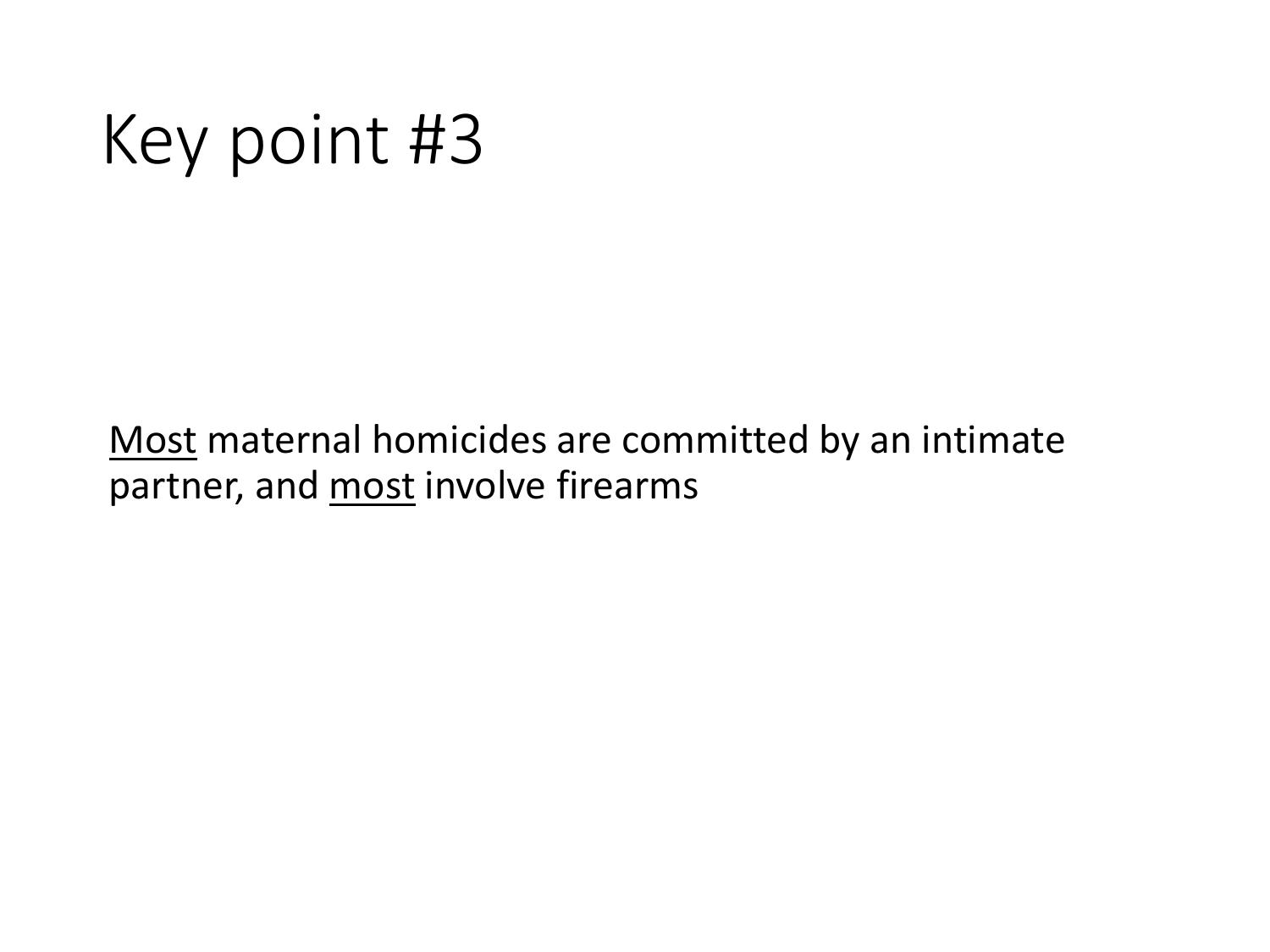# Key point #3

<u>Most</u> maternal homicides are committed by an intimate partner, and <u>most</u> involve firearms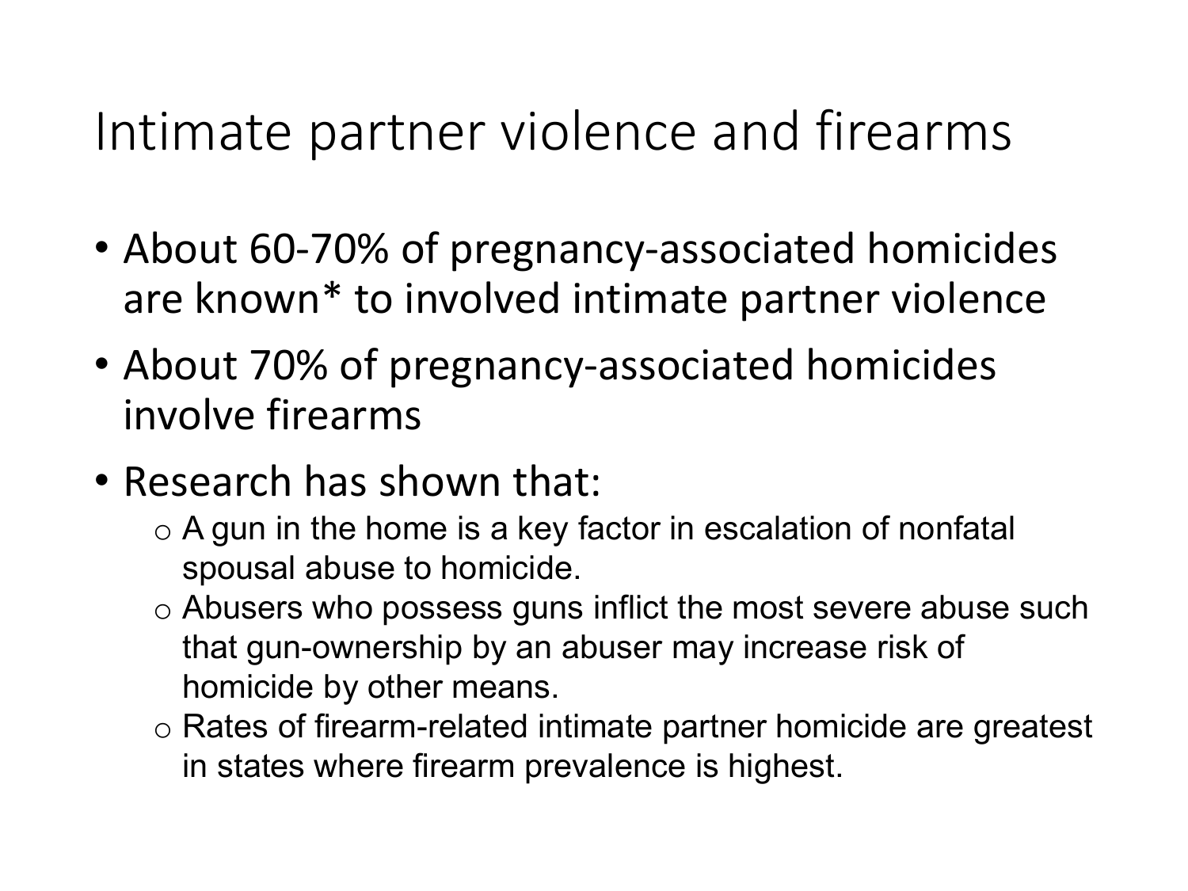# Intimate partner violence and firearms

- About 60-70% of pregnancy-associated homicides are known* to involved intimate partner violence
- About 70% of pregnancy-associated homicides involve firearms
- Research has shown that:
  - A gun in the home is a key factor in escalation of nonfatal spousal abuse to homicide.
  - Abusers who possess guns inflict the most severe abuse such that gun-ownership by an abuser may increase risk of homicide by other means.
  - Rates of firearm-related intimate partner homicide are greatest in states where firearm prevalence is highest.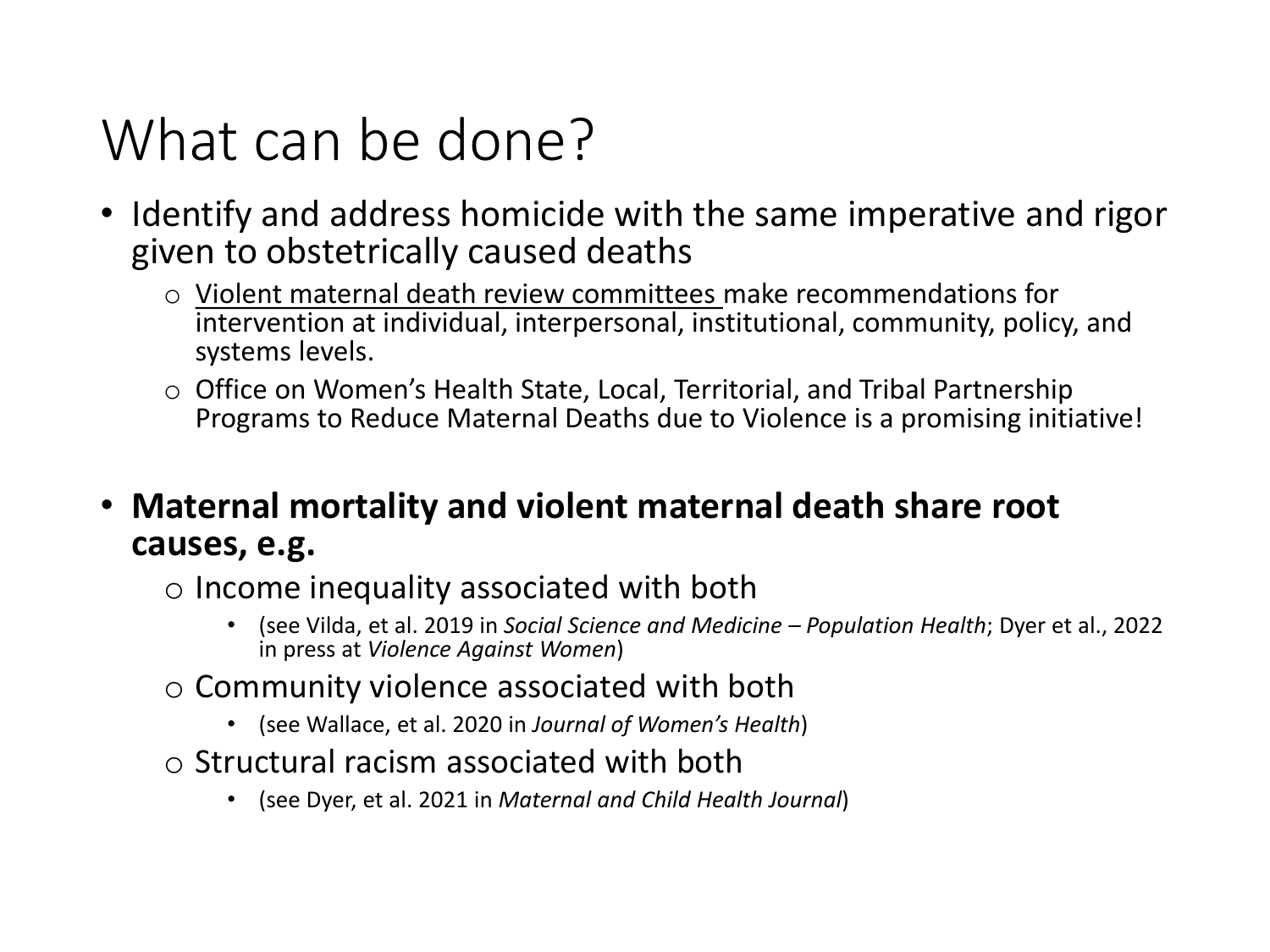# What can be done?

- Identify and address homicide with the same imperative and rigor given to obstetrically caused deaths
  - Violent maternal death review committees make recommendations for intervention at individual, interpersonal, institutional, community, policy, and systems levels.
  - Office on Women's Health State, Local, Territorial, and Tribal Partnership Programs to Reduce Maternal Deaths due to Violence is a promising initiative!

- **Maternal mortality and violent maternal death share root causes, e.g.**
  - Income inequality associated with both
    - (see Vilda, et al. 2019 in *Social Science and Medicine – Population Health*; Dyer et al., 2022 in press at *Violence Against Women*)
  - Community violence associated with both
    - (see Wallace, et al. 2020 in *Journal of Women's Health*)
  - Structural racism associated with both
    - (see Dyer, et al. 2021 in *Maternal and Child Health Journal*)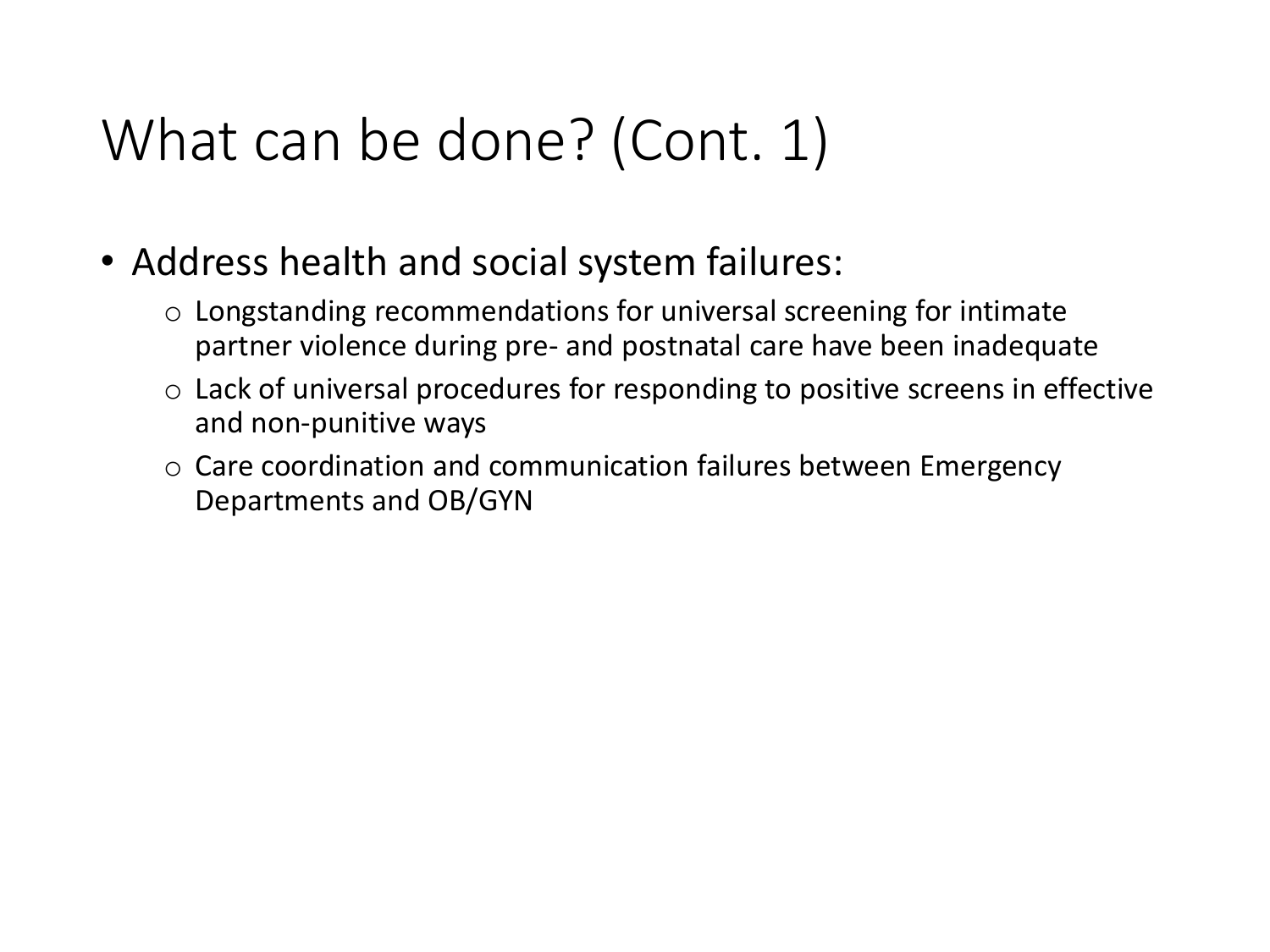# What can be done? (Cont. 1)

- Address health and social system failures:
  - Longstanding recommendations for universal screening for intimate partner violence during pre- and postnatal care have been inadequate
  - Lack of universal procedures for responding to positive screens in effective and non-punitive ways
  - Care coordination and communication failures between Emergency Departments and OB/GYN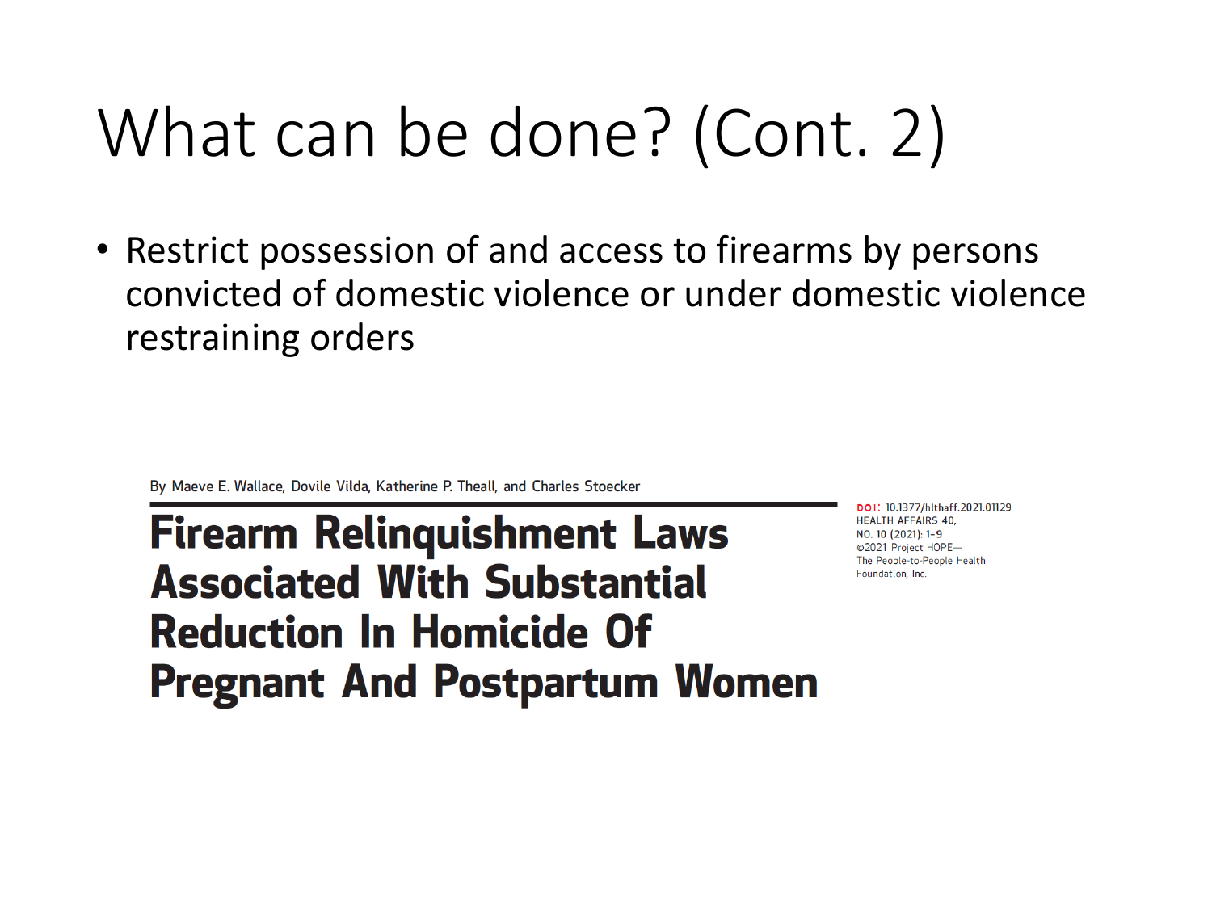# What can be done? (Cont. 2)

- Restrict possession of and access to firearms by persons convicted of domestic violence or under domestic violence restraining orders

By Maeve E. Wallace, Dovile Vilda, Katherine P. Theall, and Charles Stoecker

## Firearm Relinquishment Laws Associated With Substantial Reduction In Homicide Of Pregnant And Postpartum Women

DOI: 10.1377/hlthaff.2021.01129
HEALTH AFFAIRS 40,
NO. 10 (2021): 1–9
©2021 Project HOPE—
The People-to-People Health
Foundation, Inc.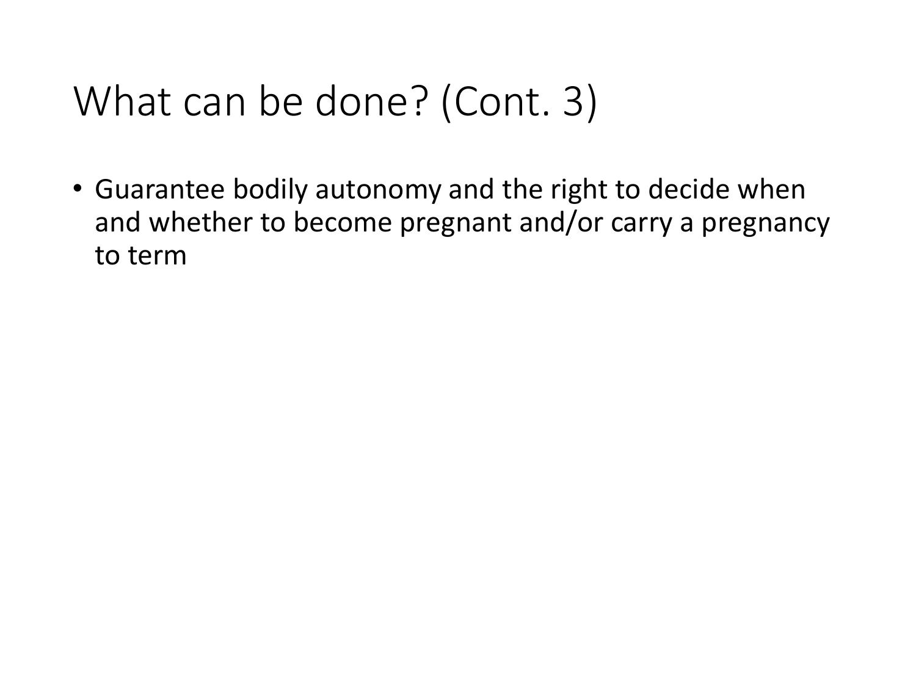# What can be done? (Cont. 3)

- Guarantee bodily autonomy and the right to decide when and whether to become pregnant and/or carry a pregnancy to term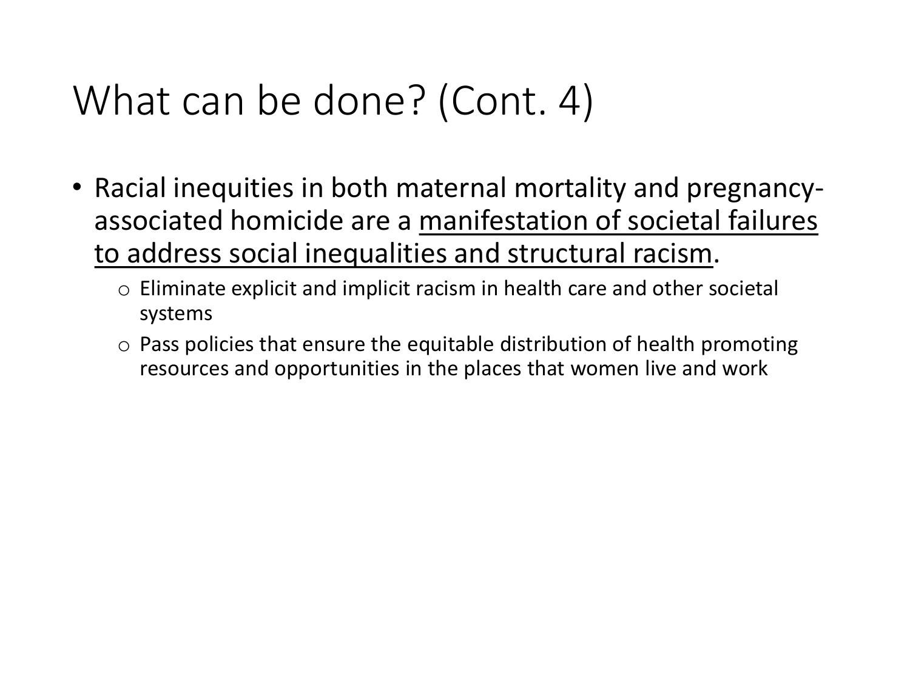# What can be done? (Cont. 4)

- Racial inequities in both maternal mortality and pregnancy-associated homicide are a <u>manifestation of societal failures to address social inequalities and structural racism</u>.
  - Eliminate explicit and implicit racism in health care and other societal systems
  - Pass policies that ensure the equitable distribution of health promoting resources and opportunities in the places that women live and work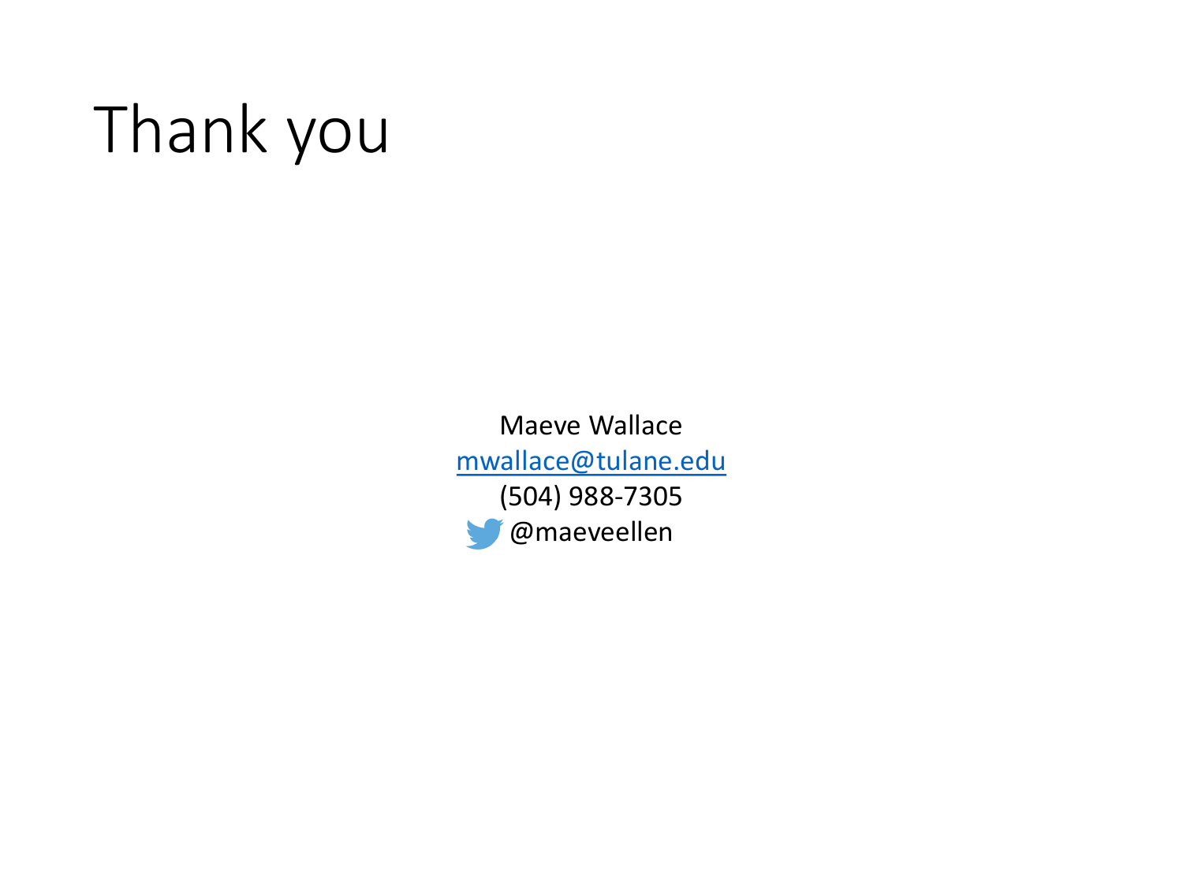# Thank you

Maeve Wallace
mwallace@tulane.edu
(504) 988-7305
@maeveellen